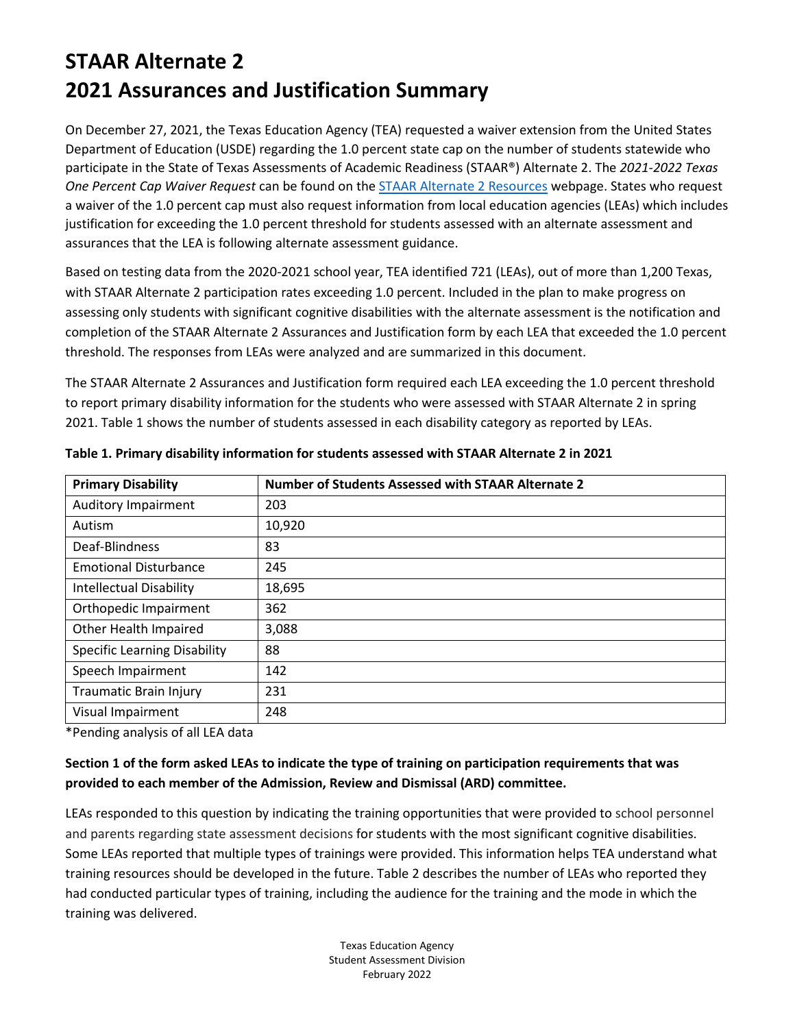# STAAR Alternate 2
# 2021 Assurances and Justification Summary

On December 27, 2021, the Texas Education Agency (TEA) requested a waiver extension from the United States Department of Education (USDE) regarding the 1.0 percent state cap on the number of students statewide who participate in the State of Texas Assessments of Academic Readiness (STAAR®) Alternate 2. The *2021-2022 Texas One Percent Cap Waiver Request* can be found on the [STAAR Alternate 2 Resources](#) webpage. States who request a waiver of the 1.0 percent cap must also request information from local education agencies (LEAs) which includes justification for exceeding the 1.0 percent threshold for students assessed with an alternate assessment and assurances that the LEA is following alternate assessment guidance.

Based on testing data from the 2020-2021 school year, TEA identified 721 (LEAs), out of more than 1,200 Texas, with STAAR Alternate 2 participation rates exceeding 1.0 percent. Included in the plan to make progress on assessing only students with significant cognitive disabilities with the alternate assessment is the notification and completion of the STAAR Alternate 2 Assurances and Justification form by each LEA that exceeded the 1.0 percent threshold. The responses from LEAs were analyzed and are summarized in this document.

The STAAR Alternate 2 Assurances and Justification form required each LEA exceeding the 1.0 percent threshold to report primary disability information for the students who were assessed with STAAR Alternate 2 in spring 2021. Table 1 shows the number of students assessed in each disability category as reported by LEAs.

**Table 1. Primary disability information for students assessed with STAAR Alternate 2 in 2021**

| Primary Disability | Number of Students Assessed with STAAR Alternate 2 |
|---|---|
| Auditory Impairment | 203 |
| Autism | 10,920 |
| Deaf-Blindness | 83 |
| Emotional Disturbance | 245 |
| Intellectual Disability | 18,695 |
| Orthopedic Impairment | 362 |
| Other Health Impaired | 3,088 |
| Specific Learning Disability | 88 |
| Speech Impairment | 142 |
| Traumatic Brain Injury | 231 |
| Visual Impairment | 248 |

*Pending analysis of all LEA data

**Section 1 of the form asked LEAs to indicate the type of training on participation requirements that was provided to each member of the Admission, Review and Dismissal (ARD) committee.**

LEAs responded to this question by indicating the training opportunities that were provided to school personnel and parents regarding state assessment decisions for students with the most significant cognitive disabilities. Some LEAs reported that multiple types of trainings were provided. This information helps TEA understand what training resources should be developed in the future. Table 2 describes the number of LEAs who reported they had conducted particular types of training, including the audience for the training and the mode in which the training was delivered.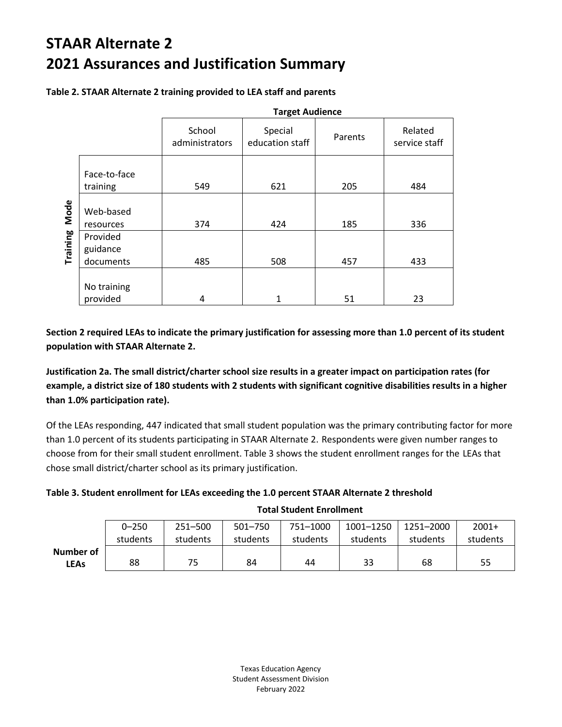# STAAR Alternate 2
# 2021 Assurances and Justification Summary

**Table 2. STAAR Alternate 2 training provided to LEA staff and parents**

| Training Mode | Target Audience: School administrators | Special education staff | Parents | Related service staff |
|---|---|---|---|---|
| Face-to-face training | 549 | 621 | 205 | 484 |
| Web-based resources | 374 | 424 | 185 | 336 |
| Provided guidance documents | 485 | 508 | 457 | 433 |
| No training provided | 4 | 1 | 51 | 23 |

**Section 2 required LEAs to indicate the primary justification for assessing more than 1.0 percent of its student population with STAAR Alternate 2.**

**Justification 2a. The small district/charter school size results in a greater impact on participation rates (for example, a district size of 180 students with 2 students with significant cognitive disabilities results in a higher than 1.0% participation rate).**

Of the LEAs responding, 447 indicated that small student population was the primary contributing factor for more than 1.0 percent of its students participating in STAAR Alternate 2. Respondents were given number ranges to choose from for their small student enrollment. Table 3 shows the student enrollment ranges for the LEAs that chose small district/charter school as its primary justification.

**Table 3. Student enrollment for LEAs exceeding the 1.0 percent STAAR Alternate 2 threshold**

| | Total Student Enrollment: 0–250 students | 251–500 students | 501–750 students | 751–1000 students | 1001–1250 students | 1251–2000 students | 2001+ students |
|---|---|---|---|---|---|---|---|
| Number of LEAs | 88 | 75 | 84 | 44 | 33 | 68 | 55 |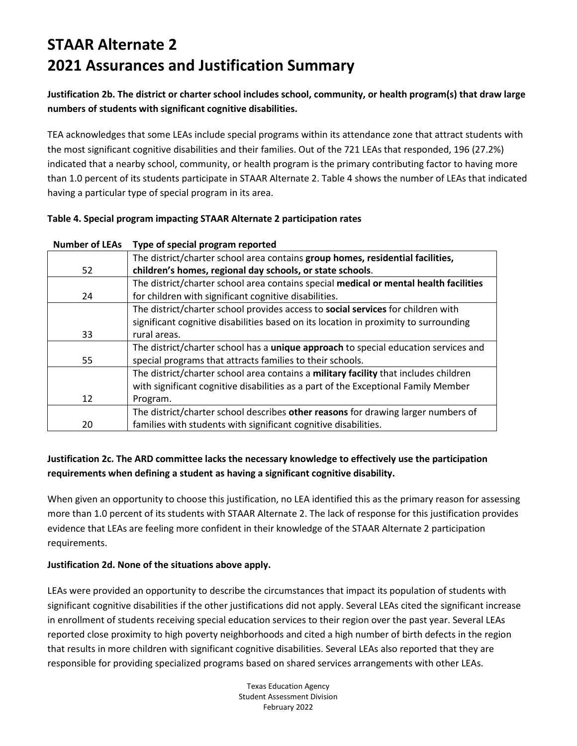# STAAR Alternate 2
# 2021 Assurances and Justification Summary

**Justification 2b. The district or charter school includes school, community, or health program(s) that draw large numbers of students with significant cognitive disabilities.**

TEA acknowledges that some LEAs include special programs within its attendance zone that attract students with the most significant cognitive disabilities and their families. Out of the 721 LEAs that responded, 196 (27.2%) indicated that a nearby school, community, or health program is the primary contributing factor to having more than 1.0 percent of its students participate in STAAR Alternate 2. Table 4 shows the number of LEAs that indicated having a particular type of special program in its area.

**Table 4. Special program impacting STAAR Alternate 2 participation rates**

| Number of LEAs | Type of special program reported |
|---|---|
| 52 | The district/charter school area contains **group homes, residential facilities, children's homes, regional day schools, or state schools**. |
| 24 | The district/charter school area contains special **medical or mental health facilities** for children with significant cognitive disabilities. |
| 33 | The district/charter school provides access to **social services** for children with significant cognitive disabilities based on its location in proximity to surrounding rural areas. |
| 55 | The district/charter school has a **unique approach** to special education services and special programs that attracts families to their schools. |
| 12 | The district/charter school area contains a **military facility** that includes children with significant cognitive disabilities as a part of the Exceptional Family Member Program. |
| 20 | The district/charter school describes **other reasons** for drawing larger numbers of families with students with significant cognitive disabilities. |

**Justification 2c. The ARD committee lacks the necessary knowledge to effectively use the participation requirements when defining a student as having a significant cognitive disability.**

When given an opportunity to choose this justification, no LEA identified this as the primary reason for assessing more than 1.0 percent of its students with STAAR Alternate 2. The lack of response for this justification provides evidence that LEAs are feeling more confident in their knowledge of the STAAR Alternate 2 participation requirements.

**Justification 2d. None of the situations above apply.**

LEAs were provided an opportunity to describe the circumstances that impact its population of students with significant cognitive disabilities if the other justifications did not apply. Several LEAs cited the significant increase in enrollment of students receiving special education services to their region over the past year. Several LEAs reported close proximity to high poverty neighborhoods and cited a high number of birth defects in the region that results in more children with significant cognitive disabilities. Several LEAs also reported that they are responsible for providing specialized programs based on shared services arrangements with other LEAs.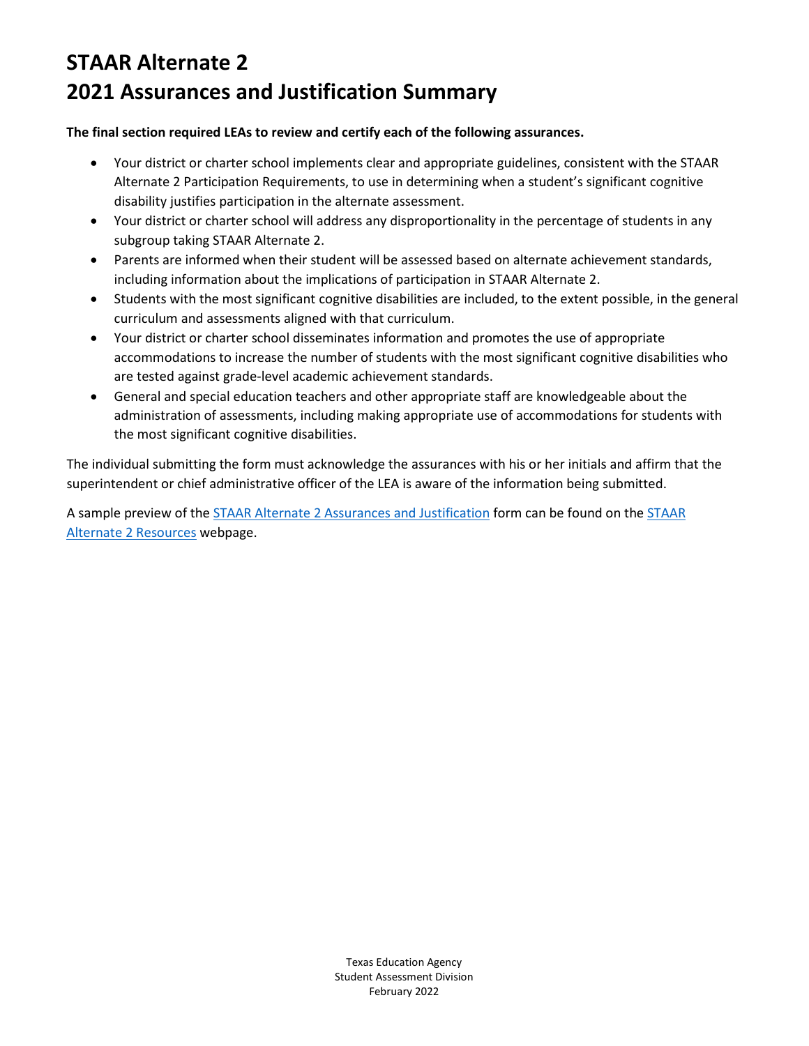# STAAR Alternate 2
# 2021 Assurances and Justification Summary

**The final section required LEAs to review and certify each of the following assurances.**

- Your district or charter school implements clear and appropriate guidelines, consistent with the STAAR Alternate 2 Participation Requirements, to use in determining when a student's significant cognitive disability justifies participation in the alternate assessment.
- Your district or charter school will address any disproportionality in the percentage of students in any subgroup taking STAAR Alternate 2.
- Parents are informed when their student will be assessed based on alternate achievement standards, including information about the implications of participation in STAAR Alternate 2.
- Students with the most significant cognitive disabilities are included, to the extent possible, in the general curriculum and assessments aligned with that curriculum.
- Your district or charter school disseminates information and promotes the use of appropriate accommodations to increase the number of students with the most significant cognitive disabilities who are tested against grade-level academic achievement standards.
- General and special education teachers and other appropriate staff are knowledgeable about the administration of assessments, including making appropriate use of accommodations for students with the most significant cognitive disabilities.

The individual submitting the form must acknowledge the assurances with his or her initials and affirm that the superintendent or chief administrative officer of the LEA is aware of the information being submitted.

A sample preview of the STAAR Alternate 2 Assurances and Justification form can be found on the STAAR Alternate 2 Resources webpage.